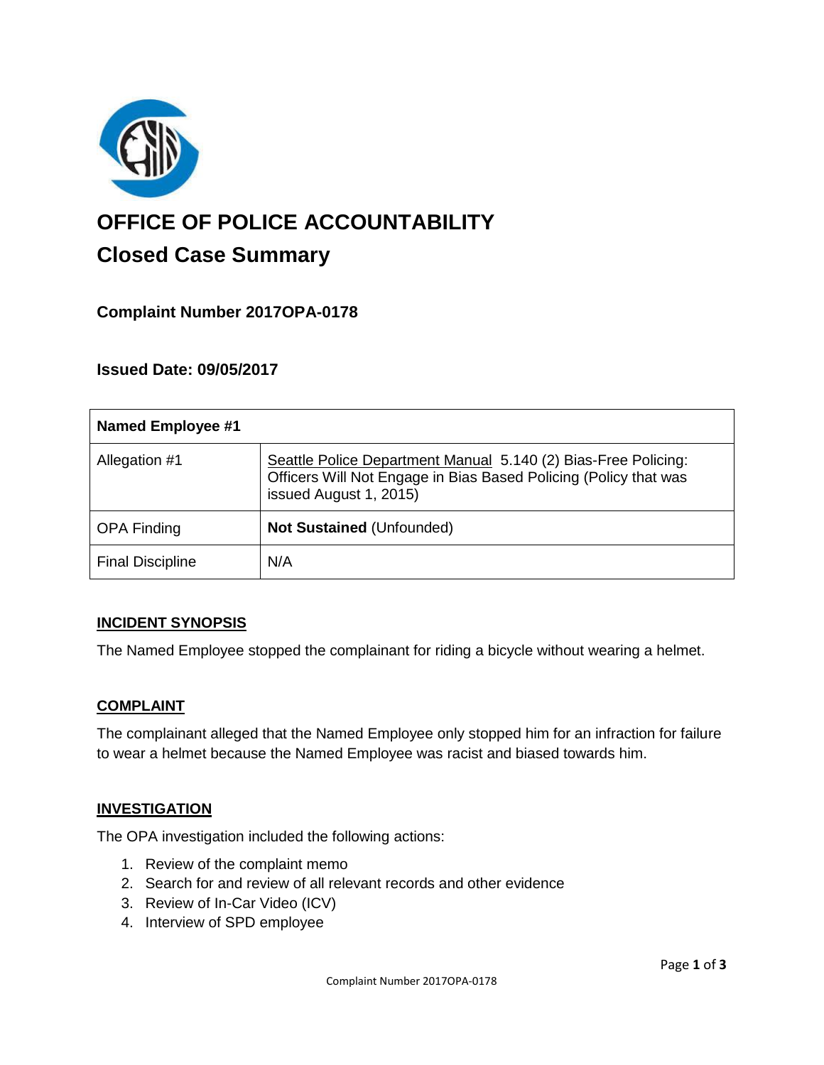# OFFICE OF POLICE ACCOUNTABILITY

## Closed Case Summary

### Complaint Number 2017OPA-0178

### Issued Date: 09/05/2017

| **Named Employee #1** | |
|---|---|
| Allegation #1 | Seattle Police Department Manual 5.140 (2) Bias-Free Policing: Officers Will Not Engage in Bias Based Policing (Policy that was issued August 1, 2015) |
| OPA Finding | **Not Sustained** (Unfounded) |
| Final Discipline | N/A |

**INCIDENT SYNOPSIS**

The Named Employee stopped the complainant for riding a bicycle without wearing a helmet.

**COMPLAINT**

The complainant alleged that the Named Employee only stopped him for an infraction for failure to wear a helmet because the Named Employee was racist and biased towards him.

**INVESTIGATION**

The OPA investigation included the following actions:

1. Review of the complaint memo
2. Search for and review of all relevant records and other evidence
3. Review of In-Car Video (ICV)
4. Interview of SPD employee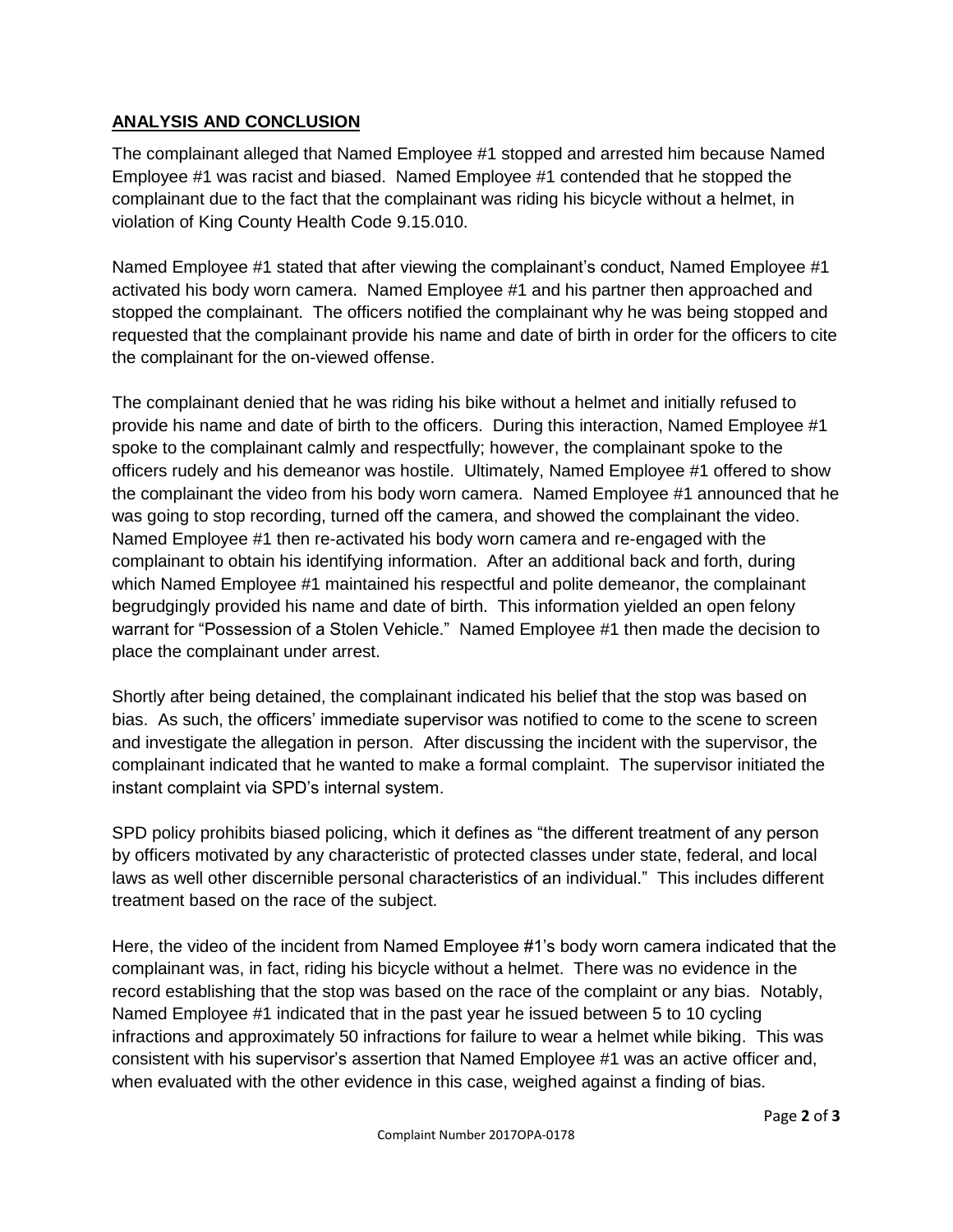## ANALYSIS AND CONCLUSION

The complainant alleged that Named Employee #1 stopped and arrested him because Named Employee #1 was racist and biased. Named Employee #1 contended that he stopped the complainant due to the fact that the complainant was riding his bicycle without a helmet, in violation of King County Health Code 9.15.010.

Named Employee #1 stated that after viewing the complainant's conduct, Named Employee #1 activated his body worn camera. Named Employee #1 and his partner then approached and stopped the complainant. The officers notified the complainant why he was being stopped and requested that the complainant provide his name and date of birth in order for the officers to cite the complainant for the on-viewed offense.

The complainant denied that he was riding his bike without a helmet and initially refused to provide his name and date of birth to the officers. During this interaction, Named Employee #1 spoke to the complainant calmly and respectfully; however, the complainant spoke to the officers rudely and his demeanor was hostile. Ultimately, Named Employee #1 offered to show the complainant the video from his body worn camera. Named Employee #1 announced that he was going to stop recording, turned off the camera, and showed the complainant the video. Named Employee #1 then re-activated his body worn camera and re-engaged with the complainant to obtain his identifying information. After an additional back and forth, during which Named Employee #1 maintained his respectful and polite demeanor, the complainant begrudgingly provided his name and date of birth. This information yielded an open felony warrant for "Possession of a Stolen Vehicle." Named Employee #1 then made the decision to place the complainant under arrest.

Shortly after being detained, the complainant indicated his belief that the stop was based on bias. As such, the officers' immediate supervisor was notified to come to the scene to screen and investigate the allegation in person. After discussing the incident with the supervisor, the complainant indicated that he wanted to make a formal complaint. The supervisor initiated the instant complaint via SPD's internal system.

SPD policy prohibits biased policing, which it defines as "the different treatment of any person by officers motivated by any characteristic of protected classes under state, federal, and local laws as well other discernible personal characteristics of an individual." This includes different treatment based on the race of the subject.

Here, the video of the incident from Named Employee #1's body worn camera indicated that the complainant was, in fact, riding his bicycle without a helmet. There was no evidence in the record establishing that the stop was based on the race of the complaint or any bias. Notably, Named Employee #1 indicated that in the past year he issued between 5 to 10 cycling infractions and approximately 50 infractions for failure to wear a helmet while biking. This was consistent with his supervisor's assertion that Named Employee #1 was an active officer and, when evaluated with the other evidence in this case, weighed against a finding of bias.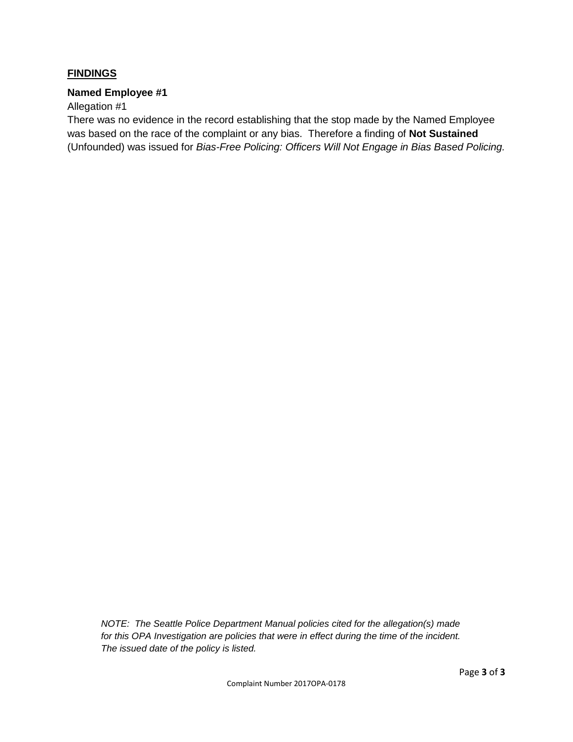## FINDINGS

**Named Employee #1**

Allegation #1

There was no evidence in the record establishing that the stop made by the Named Employee was based on the race of the complaint or any bias. Therefore a finding of **Not Sustained** (Unfounded) was issued for *Bias-Free Policing: Officers Will Not Engage in Bias Based Policing.*

*NOTE: The Seattle Police Department Manual policies cited for the allegation(s) made for this OPA Investigation are policies that were in effect during the time of the incident. The issued date of the policy is listed.*

Complaint Number 2017OPA-0178